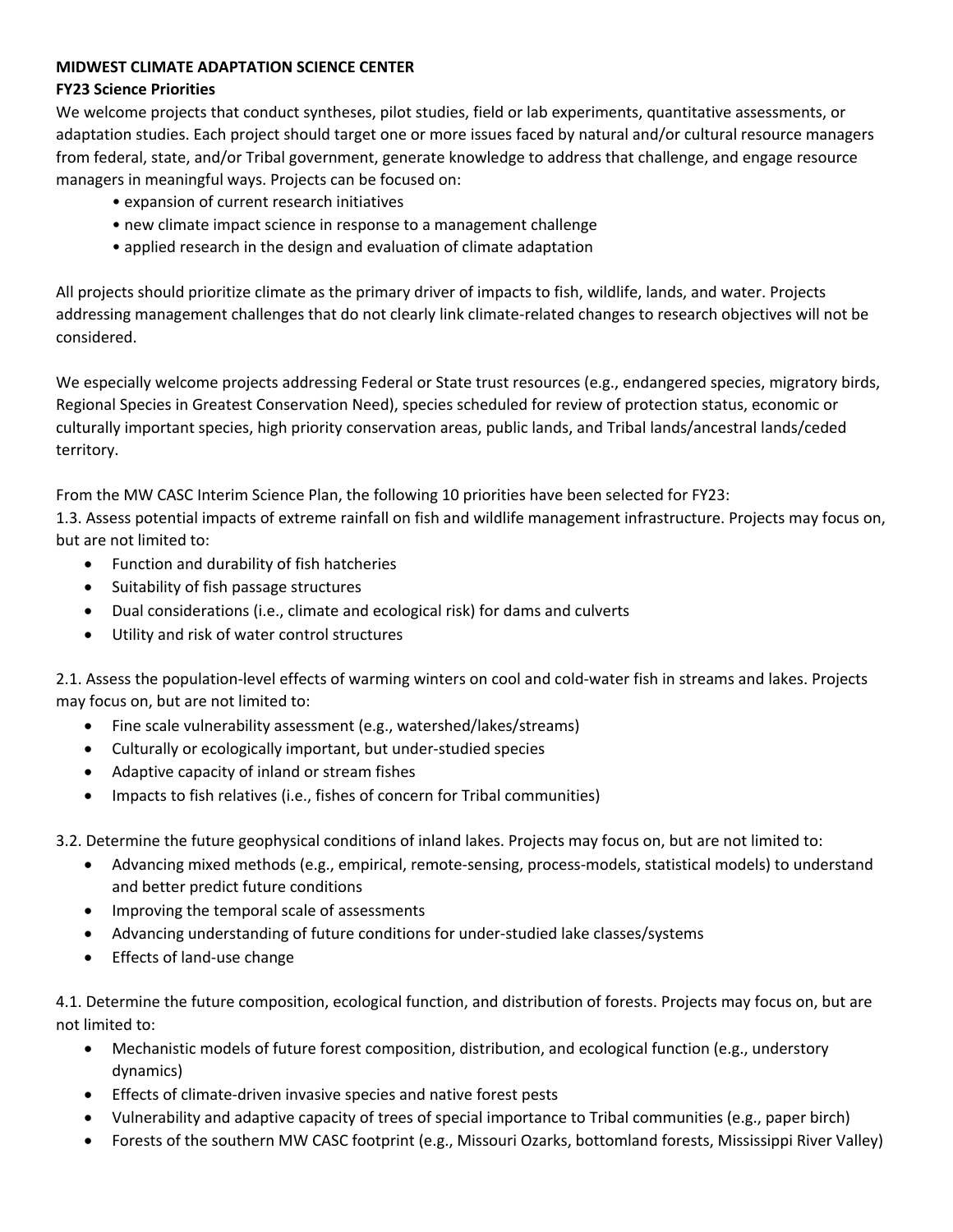**MIDWEST CLIMATE ADAPTATION SCIENCE CENTER**

**FY23 Science Priorities**

We welcome projects that conduct syntheses, pilot studies, field or lab experiments, quantitative assessments, or adaptation studies. Each project should target one or more issues faced by natural and/or cultural resource managers from federal, state, and/or Tribal government, generate knowledge to address that challenge, and engage resource managers in meaningful ways. Projects can be focused on:

- expansion of current research initiatives
- new climate impact science in response to a management challenge
- applied research in the design and evaluation of climate adaptation

All projects should prioritize climate as the primary driver of impacts to fish, wildlife, lands, and water. Projects addressing management challenges that do not clearly link climate-related changes to research objectives will not be considered.

We especially welcome projects addressing Federal or State trust resources (e.g., endangered species, migratory birds, Regional Species in Greatest Conservation Need), species scheduled for review of protection status, economic or culturally important species, high priority conservation areas, public lands, and Tribal lands/ancestral lands/ceded territory.

From the MW CASC Interim Science Plan, the following 10 priorities have been selected for FY23:

1.3. Assess potential impacts of extreme rainfall on fish and wildlife management infrastructure. Projects may focus on, but are not limited to:

- Function and durability of fish hatcheries
- Suitability of fish passage structures
- Dual considerations (i.e., climate and ecological risk) for dams and culverts
- Utility and risk of water control structures

2.1. Assess the population-level effects of warming winters on cool and cold-water fish in streams and lakes. Projects may focus on, but are not limited to:

- Fine scale vulnerability assessment (e.g., watershed/lakes/streams)
- Culturally or ecologically important, but under-studied species
- Adaptive capacity of inland or stream fishes
- Impacts to fish relatives (i.e., fishes of concern for Tribal communities)

3.2. Determine the future geophysical conditions of inland lakes. Projects may focus on, but are not limited to:

- Advancing mixed methods (e.g., empirical, remote-sensing, process-models, statistical models) to understand and better predict future conditions
- Improving the temporal scale of assessments
- Advancing understanding of future conditions for under-studied lake classes/systems
- Effects of land-use change

4.1. Determine the future composition, ecological function, and distribution of forests. Projects may focus on, but are not limited to:

- Mechanistic models of future forest composition, distribution, and ecological function (e.g., understory dynamics)
- Effects of climate-driven invasive species and native forest pests
- Vulnerability and adaptive capacity of trees of special importance to Tribal communities (e.g., paper birch)
- Forests of the southern MW CASC footprint (e.g., Missouri Ozarks, bottomland forests, Mississippi River Valley)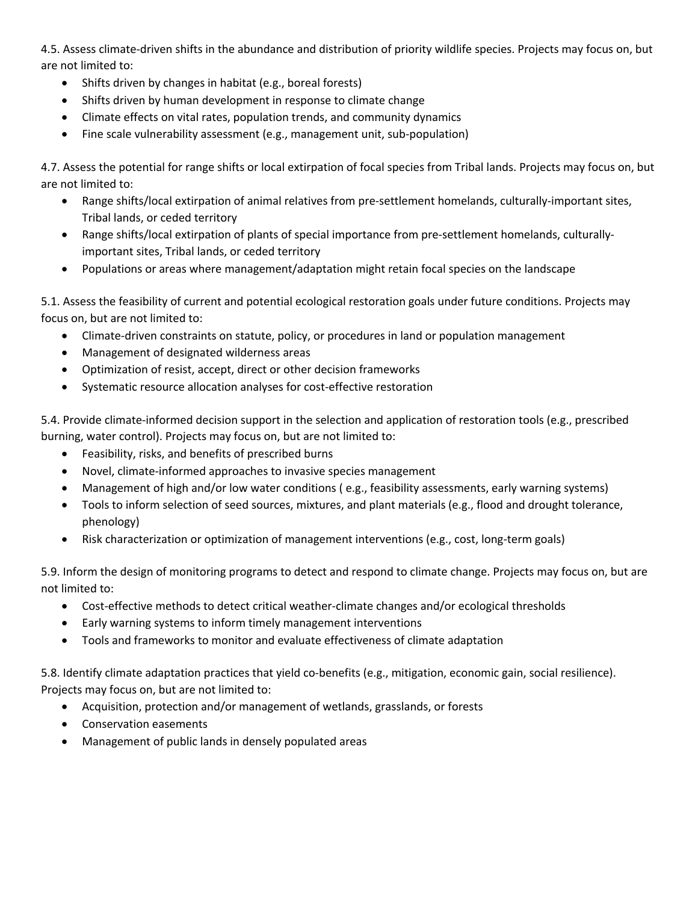4.5. Assess climate-driven shifts in the abundance and distribution of priority wildlife species. Projects may focus on, but are not limited to:

- Shifts driven by changes in habitat (e.g., boreal forests)
- Shifts driven by human development in response to climate change
- Climate effects on vital rates, population trends, and community dynamics
- Fine scale vulnerability assessment (e.g., management unit, sub-population)

4.7. Assess the potential for range shifts or local extirpation of focal species from Tribal lands. Projects may focus on, but are not limited to:

- Range shifts/local extirpation of animal relatives from pre-settlement homelands, culturally-important sites, Tribal lands, or ceded territory
- Range shifts/local extirpation of plants of special importance from pre-settlement homelands, culturally-important sites, Tribal lands, or ceded territory
- Populations or areas where management/adaptation might retain focal species on the landscape

5.1. Assess the feasibility of current and potential ecological restoration goals under future conditions. Projects may focus on, but are not limited to:

- Climate-driven constraints on statute, policy, or procedures in land or population management
- Management of designated wilderness areas
- Optimization of resist, accept, direct or other decision frameworks
- Systematic resource allocation analyses for cost-effective restoration

5.4. Provide climate-informed decision support in the selection and application of restoration tools (e.g., prescribed burning, water control). Projects may focus on, but are not limited to:

- Feasibility, risks, and benefits of prescribed burns
- Novel, climate-informed approaches to invasive species management
- Management of high and/or low water conditions ( e.g., feasibility assessments, early warning systems)
- Tools to inform selection of seed sources, mixtures, and plant materials (e.g., flood and drought tolerance, phenology)
- Risk characterization or optimization of management interventions (e.g., cost, long-term goals)

5.9. Inform the design of monitoring programs to detect and respond to climate change. Projects may focus on, but are not limited to:

- Cost-effective methods to detect critical weather-climate changes and/or ecological thresholds
- Early warning systems to inform timely management interventions
- Tools and frameworks to monitor and evaluate effectiveness of climate adaptation

5.8. Identify climate adaptation practices that yield co-benefits (e.g., mitigation, economic gain, social resilience). Projects may focus on, but are not limited to:

- Acquisition, protection and/or management of wetlands, grasslands, or forests
- Conservation easements
- Management of public lands in densely populated areas